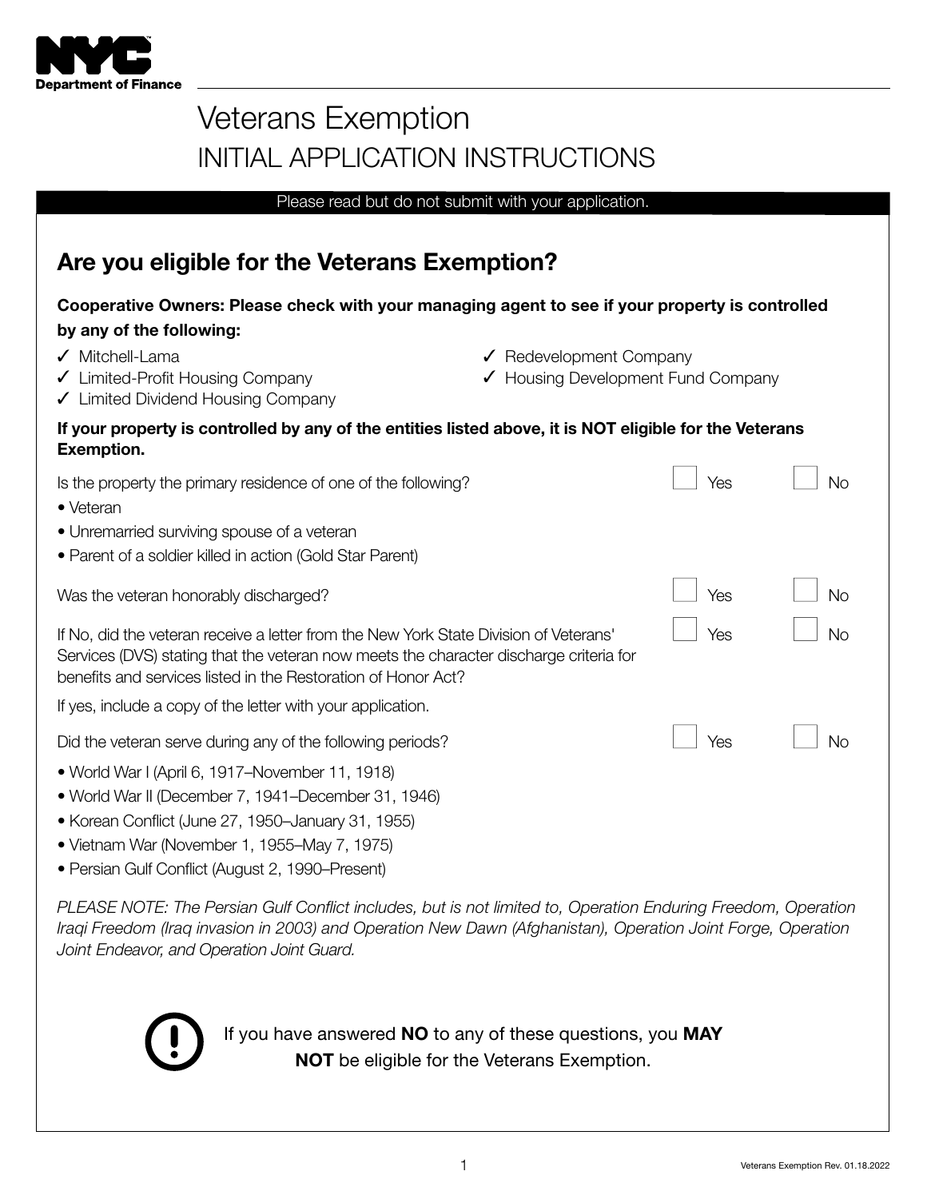NYC Department of Finance

# Veterans Exemption
# INITIAL APPLICATION INSTRUCTIONS

Please read but do not submit with your application.

## Are you eligible for the Veterans Exemption?

**Cooperative Owners: Please check with your managing agent to see if your property is controlled by any of the following:**

- ✓ Mitchell-Lama
- ✓ Limited-Profit Housing Company
- ✓ Limited Dividend Housing Company
- ✓ Redevelopment Company
- ✓ Housing Development Fund Company

**If your property is controlled by any of the entities listed above, it is NOT eligible for the Veterans Exemption.**

Is the property the primary residence of one of the following? ☐ Yes ☐ No

- Veteran
- Unremarried surviving spouse of a veteran
- Parent of a soldier killed in action (Gold Star Parent)

Was the veteran honorably discharged? ☐ Yes ☐ No

If No, did the veteran receive a letter from the New York State Division of Veterans' Services (DVS) stating that the veteran now meets the character discharge criteria for benefits and services listed in the Restoration of Honor Act? ☐ Yes ☐ No

If yes, include a copy of the letter with your application.

Did the veteran serve during any of the following periods? ☐ Yes ☐ No

- World War I (April 6, 1917–November 11, 1918)
- World War II (December 7, 1941–December 31, 1946)
- Korean Conflict (June 27, 1950–January 31, 1955)
- Vietnam War (November 1, 1955–May 7, 1975)
- Persian Gulf Conflict (August 2, 1990–Present)

*PLEASE NOTE: The Persian Gulf Conflict includes, but is not limited to, Operation Enduring Freedom, Operation Iraqi Freedom (Iraq invasion in 2003) and Operation New Dawn (Afghanistan), Operation Joint Forge, Operation Joint Endeavor, and Operation Joint Guard.*

If you have answered **NO** to any of these questions, you **MAY NOT** be eligible for the Veterans Exemption.

Veterans Exemption Rev. 01.18.2022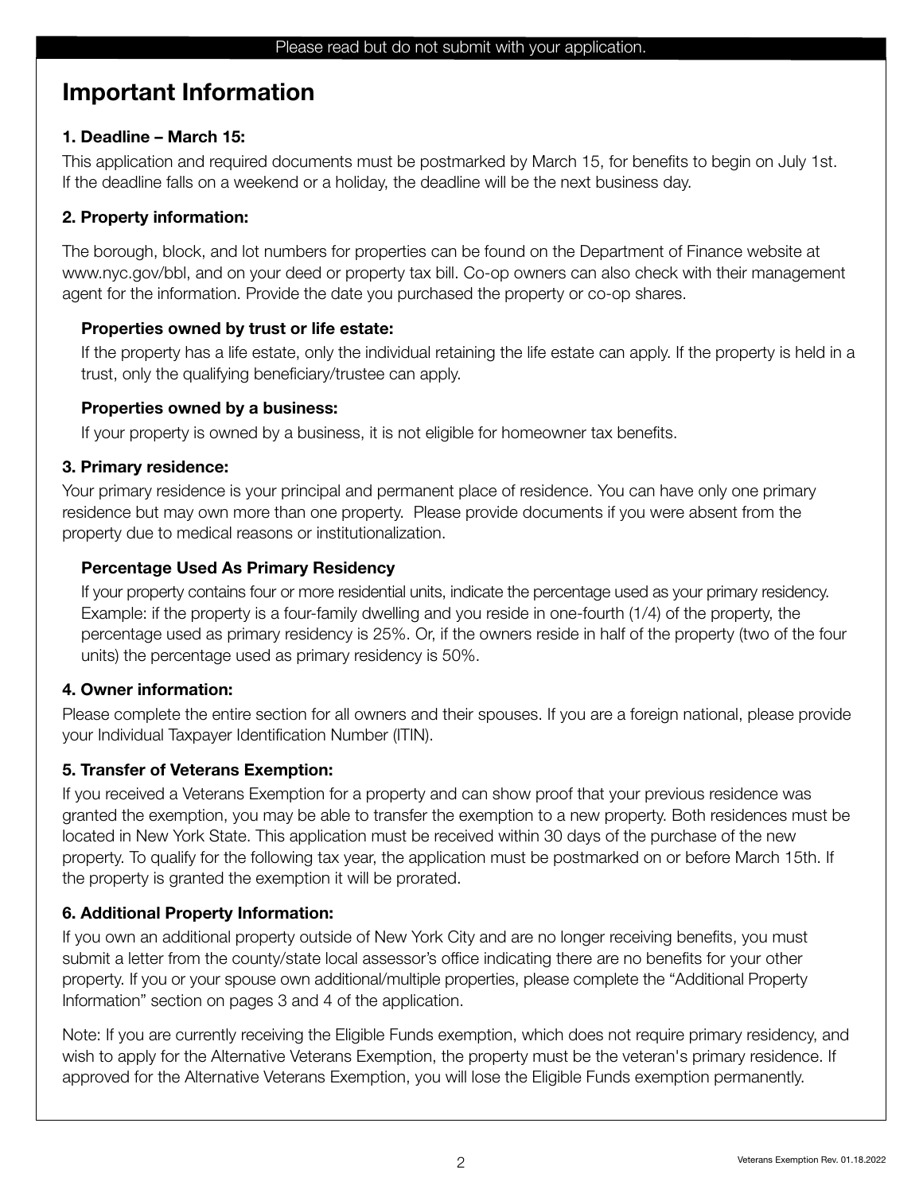Please read but do not submit with your application.

# Important Information

### 1. Deadline – March 15:

This application and required documents must be postmarked by March 15, for benefits to begin on July 1st. If the deadline falls on a weekend or a holiday, the deadline will be the next business day.

### 2. Property information:

The borough, block, and lot numbers for properties can be found on the Department of Finance website at www.nyc.gov/bbl, and on your deed or property tax bill. Co-op owners can also check with their management agent for the information. Provide the date you purchased the property or co-op shares.

#### Properties owned by trust or life estate:

If the property has a life estate, only the individual retaining the life estate can apply. If the property is held in a trust, only the qualifying beneficiary/trustee can apply.

#### Properties owned by a business:

If your property is owned by a business, it is not eligible for homeowner tax benefits.

### 3. Primary residence:

Your primary residence is your principal and permanent place of residence. You can have only one primary residence but may own more than one property. Please provide documents if you were absent from the property due to medical reasons or institutionalization.

#### Percentage Used As Primary Residency

If your property contains four or more residential units, indicate the percentage used as your primary residency. Example: if the property is a four-family dwelling and you reside in one-fourth (1/4) of the property, the percentage used as primary residency is 25%. Or, if the owners reside in half of the property (two of the four units) the percentage used as primary residency is 50%.

### 4. Owner information:

Please complete the entire section for all owners and their spouses. If you are a foreign national, please provide your Individual Taxpayer Identification Number (ITIN).

### 5. Transfer of Veterans Exemption:

If you received a Veterans Exemption for a property and can show proof that your previous residence was granted the exemption, you may be able to transfer the exemption to a new property. Both residences must be located in New York State. This application must be received within 30 days of the purchase of the new property. To qualify for the following tax year, the application must be postmarked on or before March 15th. If the property is granted the exemption it will be prorated.

### 6. Additional Property Information:

If you own an additional property outside of New York City and are no longer receiving benefits, you must submit a letter from the county/state local assessor's office indicating there are no benefits for your other property. If you or your spouse own additional/multiple properties, please complete the "Additional Property Information" section on pages 3 and 4 of the application.

Note: If you are currently receiving the Eligible Funds exemption, which does not require primary residency, and wish to apply for the Alternative Veterans Exemption, the property must be the veteran's primary residence. If approved for the Alternative Veterans Exemption, you will lose the Eligible Funds exemption permanently.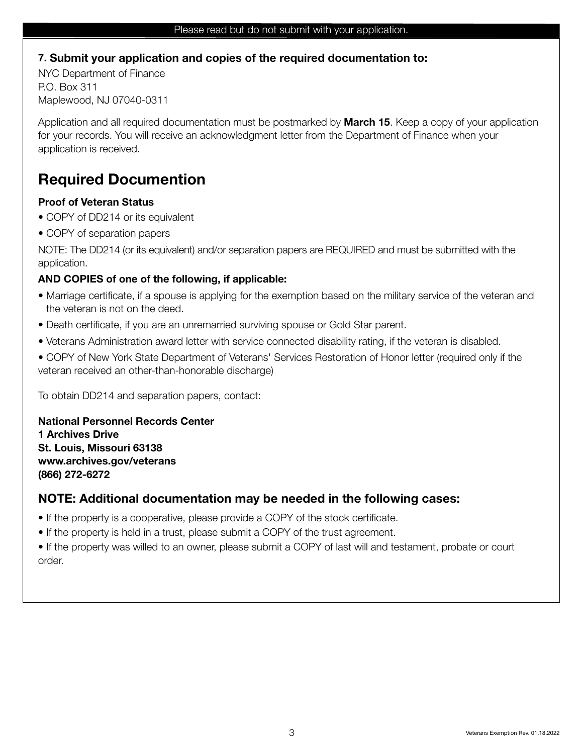Please read but do not submit with your application.

**7. Submit your application and copies of the required documentation to:**

NYC Department of Finance
P.O. Box 311
Maplewood, NJ 07040-0311

Application and all required documentation must be postmarked by **March 15**. Keep a copy of your application for your records. You will receive an acknowledgment letter from the Department of Finance when your application is received.

## Required Documention

**Proof of Veteran Status**

- COPY of DD214 or its equivalent
- COPY of separation papers

NOTE: The DD214 (or its equivalent) and/or separation papers are REQUIRED and must be submitted with the application.

**AND COPIES of one of the following, if applicable:**

- Marriage certificate, if a spouse is applying for the exemption based on the military service of the veteran and the veteran is not on the deed.
- Death certificate, if you are an unremarried surviving spouse or Gold Star parent.
- Veterans Administration award letter with service connected disability rating, if the veteran is disabled.
- COPY of New York State Department of Veterans' Services Restoration of Honor letter (required only if the veteran received an other-than-honorable discharge)

To obtain DD214 and separation papers, contact:

**National Personnel Records Center**
**1 Archives Drive**
**St. Louis, Missouri 63138**
**www.archives.gov/veterans**
**(866) 272-6272**

### NOTE: Additional documentation may be needed in the following cases:

- If the property is a cooperative, please provide a COPY of the stock certificate.
- If the property is held in a trust, please submit a COPY of the trust agreement.
- If the property was willed to an owner, please submit a COPY of last will and testament, probate or court order.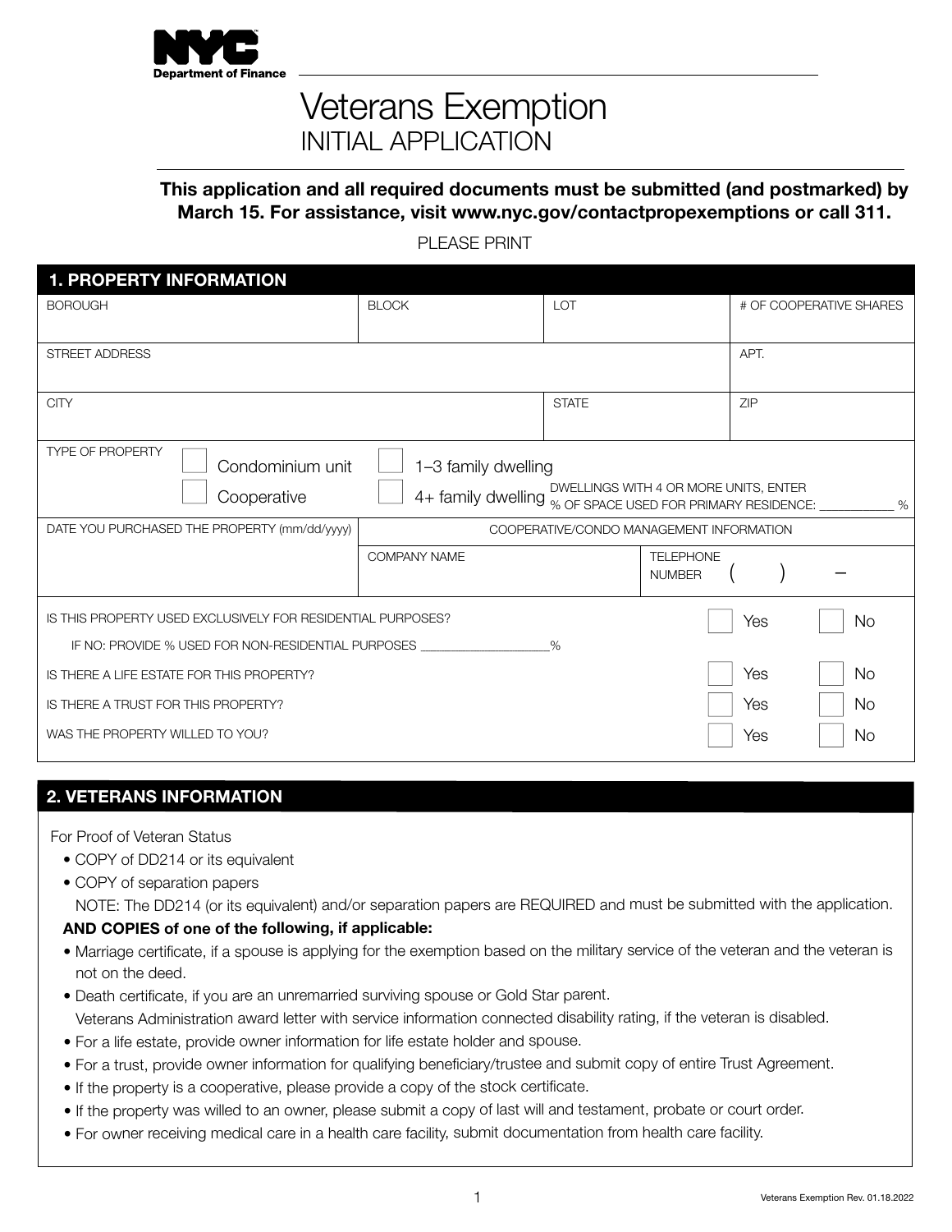**NYC Department of Finance**

# Veterans Exemption
## INITIAL APPLICATION

**This application and all required documents must be submitted (and postmarked) by March 15. For assistance, visit www.nyc.gov/contactpropexemptions or call 311.**

PLEASE PRINT

## 1. PROPERTY INFORMATION

| BOROUGH | BLOCK | LOT | # OF COOPERATIVE SHARES |
|---|---|---|---|
| | | | |

| STREET ADDRESS | APT. |
|---|---|
| | |

| CITY | STATE | ZIP |
|---|---|---|
| | | |

TYPE OF PROPERTY
- ☐ Condominium unit
- ☐ Cooperative
- ☐ 1–3 family dwelling
- ☐ 4+ family dwelling — DWELLINGS WITH 4 OR MORE UNITS, ENTER % OF SPACE USED FOR PRIMARY RESIDENCE: ___________ %

| DATE YOU PURCHASED THE PROPERTY (mm/dd/yyyy) | COOPERATIVE/CONDO MANAGEMENT INFORMATION | |
|---|---|---|
| | COMPANY NAME | TELEPHONE NUMBER ( ) – |

| | | |
|---|---|---|
| IS THIS PROPERTY USED EXCLUSIVELY FOR RESIDENTIAL PURPOSES? | ☐ Yes | ☐ No |
| IF NO: PROVIDE % USED FOR NON-RESIDENTIAL PURPOSES ___________________% | | |
| IS THERE A LIFE ESTATE FOR THIS PROPERTY? | ☐ Yes | ☐ No |
| IS THERE A TRUST FOR THIS PROPERTY? | ☐ Yes | ☐ No |
| WAS THE PROPERTY WILLED TO YOU? | ☐ Yes | ☐ No |

## 2. VETERANS INFORMATION

For Proof of Veteran Status

- COPY of DD214 or its equivalent
- COPY of separation papers

  NOTE: The DD214 (or its equivalent) and/or separation papers are REQUIRED and must be submitted with the application.

**AND COPIES of one of the following, if applicable:**

- Marriage certificate, if a spouse is applying for the exemption based on the military service of the veteran and the veteran is not on the deed.
- Death certificate, if you are an unremarried surviving spouse or Gold Star parent.
  Veterans Administration award letter with service information connected disability rating, if the veteran is disabled.
- For a life estate, provide owner information for life estate holder and spouse.
- For a trust, provide owner information for qualifying beneficiary/trustee and submit copy of entire Trust Agreement.
- If the property is a cooperative, please provide a copy of the stock certificate.
- If the property was willed to an owner, please submit a copy of last will and testament, probate or court order.
- For owner receiving medical care in a health care facility, submit documentation from health care facility.

Veterans Exemption Rev. 01.18.2022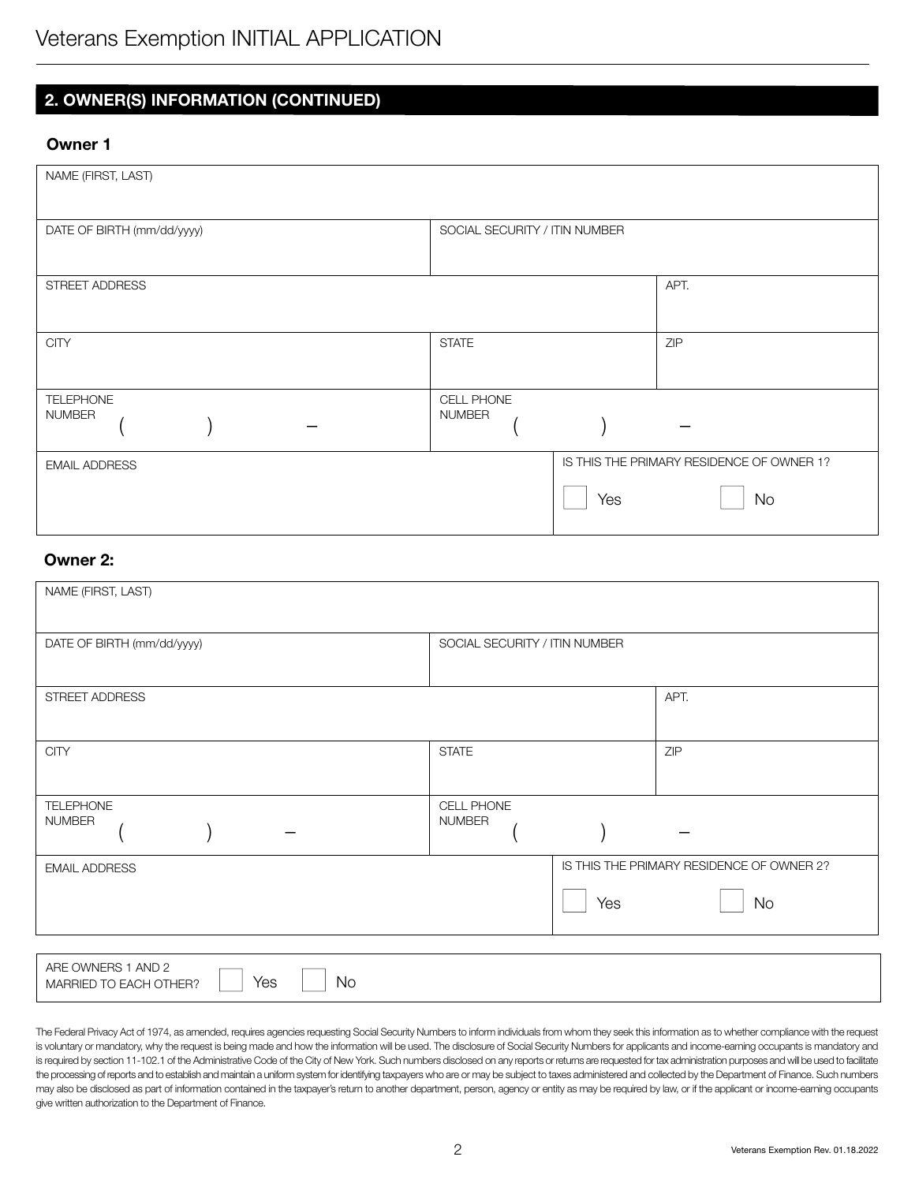# Veterans Exemption INITIAL APPLICATION

## 2. OWNER(S) INFORMATION (CONTINUED)

### Owner 1

| NAME (FIRST, LAST) | | |
|---|---|---|
| DATE OF BIRTH (mm/dd/yyyy) | SOCIAL SECURITY / ITIN NUMBER | |
| STREET ADDRESS | | APT. |
| CITY | STATE | ZIP |
| TELEPHONE NUMBER ( ) – | CELL PHONE NUMBER ( ) – | |
| EMAIL ADDRESS | IS THIS THE PRIMARY RESIDENCE OF OWNER 1? ☐ Yes ☐ No | |

### Owner 2:

| NAME (FIRST, LAST) | | |
|---|---|---|
| DATE OF BIRTH (mm/dd/yyyy) | SOCIAL SECURITY / ITIN NUMBER | |
| STREET ADDRESS | | APT. |
| CITY | STATE | ZIP |
| TELEPHONE NUMBER ( ) – | CELL PHONE NUMBER ( ) – | |
| EMAIL ADDRESS | IS THIS THE PRIMARY RESIDENCE OF OWNER 2? ☐ Yes ☐ No | |

ARE OWNERS 1 AND 2 MARRIED TO EACH OTHER? ☐ Yes ☐ No

The Federal Privacy Act of 1974, as amended, requires agencies requesting Social Security Numbers to inform individuals from whom they seek this information as to whether compliance with the request is voluntary or mandatory, why the request is being made and how the information will be used. The disclosure of Social Security Numbers for applicants and income-earning occupants is mandatory and is required by section 11-102.1 of the Administrative Code of the City of New York. Such numbers disclosed on any reports or returns are requested for tax administration purposes and will be used to facilitate the processing of reports and to establish and maintain a uniform system for identifying taxpayers who are or may be subject to taxes administered and collected by the Department of Finance. Such numbers may also be disclosed as part of information contained in the taxpayer's return to another department, person, agency or entity as may be required by law, or if the applicant or income-earning occupants give written authorization to the Department of Finance.

Veterans Exemption Rev. 01.18.2022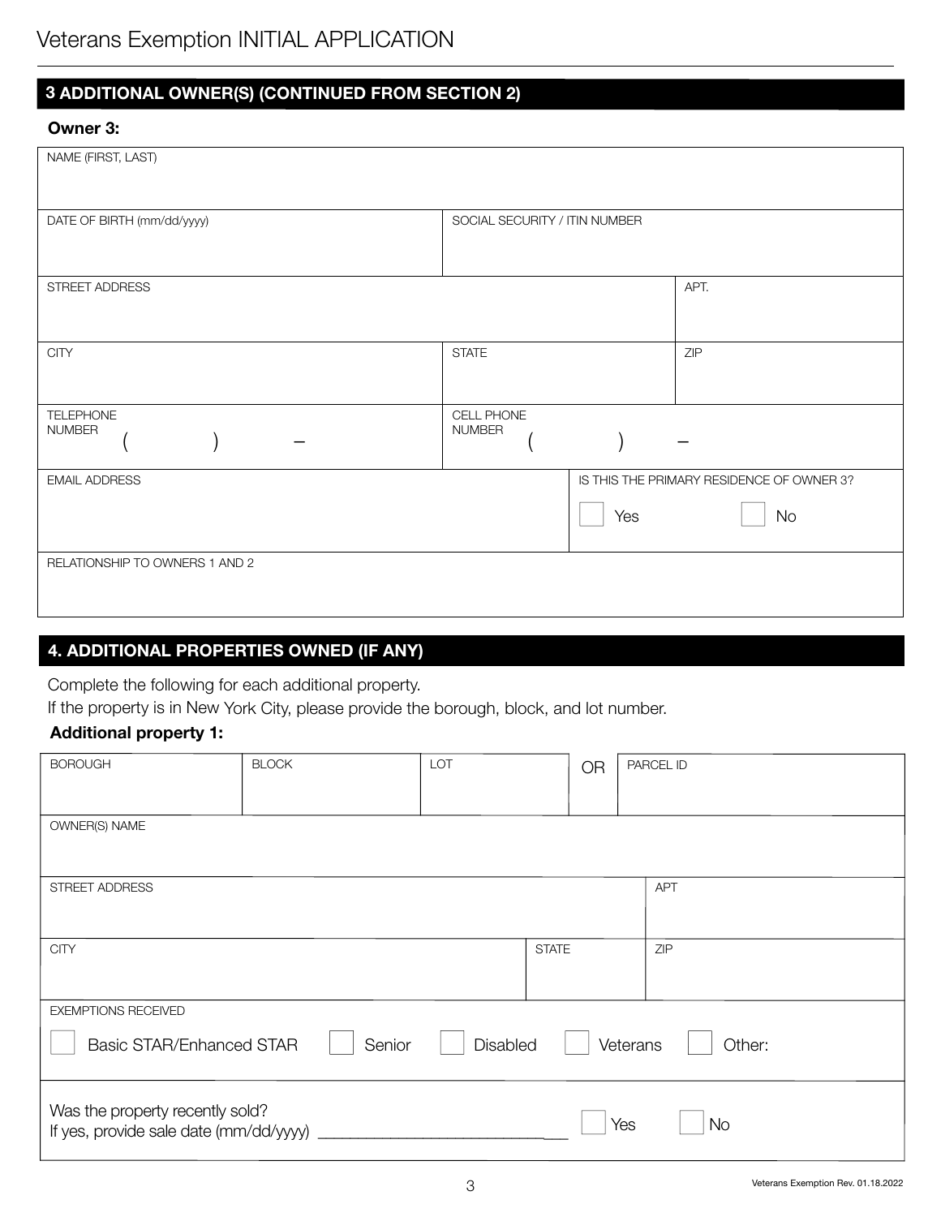# Veterans Exemption INITIAL APPLICATION

## 3 ADDITIONAL OWNER(S) (CONTINUED FROM SECTION 2)

**Owner 3:**

| NAME (FIRST, LAST) | | |
|---|---|---|
| DATE OF BIRTH (mm/dd/yyyy) | SOCIAL SECURITY / ITIN NUMBER | |
| STREET ADDRESS | | APT. |
| CITY | STATE | ZIP |
| TELEPHONE NUMBER ( ) – | CELL PHONE NUMBER ( ) – | |
| EMAIL ADDRESS | IS THIS THE PRIMARY RESIDENCE OF OWNER 3? ☐ Yes ☐ No | |
| RELATIONSHIP TO OWNERS 1 AND 2 | | |

## 4. ADDITIONAL PROPERTIES OWNED (IF ANY)

Complete the following for each additional property.

If the property is in New York City, please provide the borough, block, and lot number.

**Additional property 1:**

| BOROUGH | BLOCK | LOT | OR | PARCEL ID |
|---|---|---|---|---|
| OWNER(S) NAME | | | | |
| STREET ADDRESS | | | | APT |
| CITY | | STATE | | ZIP |
| EXEMPTIONS RECEIVED ☐ Basic STAR/Enhanced STAR ☐ Senior ☐ Disabled ☐ Veterans ☐ Other: | | | | |
| Was the property recently sold? If yes, provide sale date (mm/dd/yyyy) ____________ ☐ Yes ☐ No | | | | |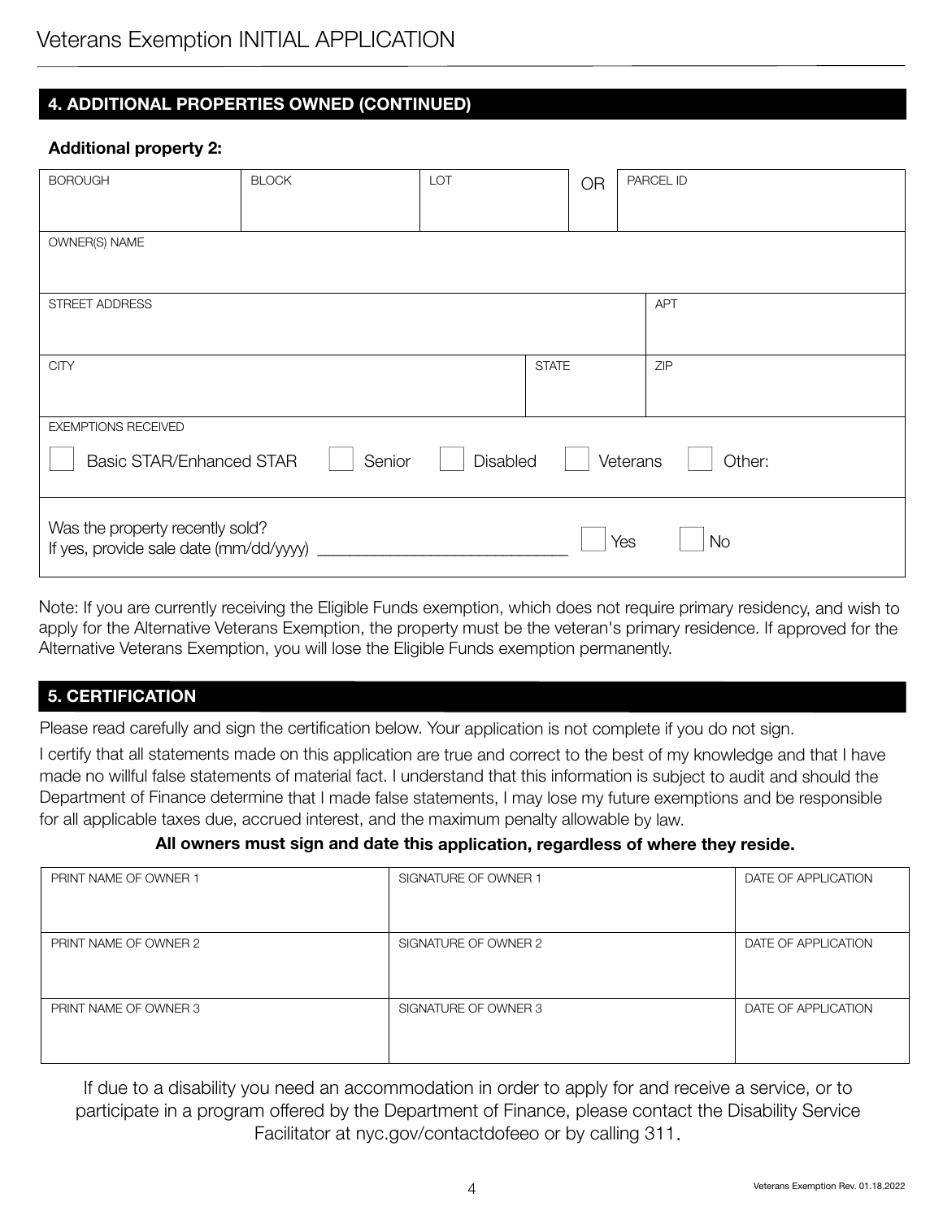# Veterans Exemption INITIAL APPLICATION

## 4. ADDITIONAL PROPERTIES OWNED (CONTINUED)

**Additional property 2:**

| BOROUGH | BLOCK | LOT | OR | PARCEL ID |
|---|---|---|---|---|
| | | | | |

| OWNER(S) NAME |
|---|
| |

| STREET ADDRESS | APT |
|---|---|
| | |

| CITY | STATE | ZIP |
|---|---|---|
| | | |

EXEMPTIONS RECEIVED

☐ Basic STAR/Enhanced STAR ☐ Senior ☐ Disabled ☐ Veterans ☐ Other:

Was the property recently sold?
If yes, provide sale date (mm/dd/yyyy) ____________________________ ☐ Yes ☐ No

Note: If you are currently receiving the Eligible Funds exemption, which does not require primary residency, and wish to apply for the Alternative Veterans Exemption, the property must be the veteran's primary residence. If approved for the Alternative Veterans Exemption, you will lose the Eligible Funds exemption permanently.

## 5. CERTIFICATION

Please read carefully and sign the certification below. Your application is not complete if you do not sign.

I certify that all statements made on this application are true and correct to the best of my knowledge and that I have made no willful false statements of material fact. I understand that this information is subject to audit and should the Department of Finance determine that I made false statements, I may lose my future exemptions and be responsible for all applicable taxes due, accrued interest, and the maximum penalty allowable by law.

**All owners must sign and date this application, regardless of where they reside.**

| PRINT NAME OF OWNER 1 | SIGNATURE OF OWNER 1 | DATE OF APPLICATION |
|---|---|---|
| PRINT NAME OF OWNER 2 | SIGNATURE OF OWNER 2 | DATE OF APPLICATION |
| PRINT NAME OF OWNER 3 | SIGNATURE OF OWNER 3 | DATE OF APPLICATION |

If due to a disability you need an accommodation in order to apply for and receive a service, or to participate in a program offered by the Department of Finance, please contact the Disability Service Facilitator at nyc.gov/contactdofeeo or by calling 311.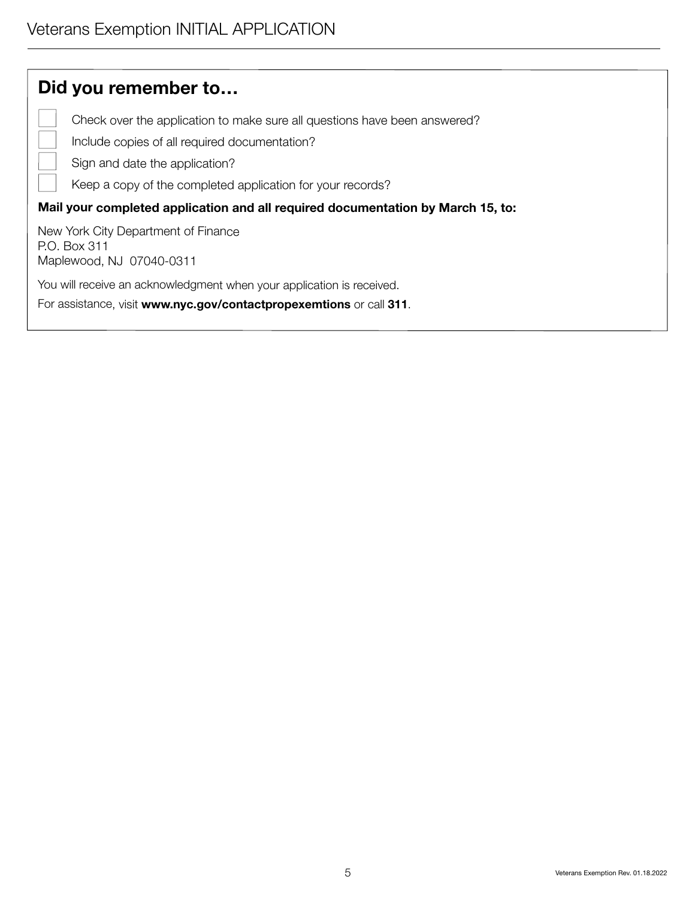## Did you remember to…

- [ ] Check over the application to make sure all questions have been answered?
- [ ] Include copies of all required documentation?
- [ ] Sign and date the application?
- [ ] Keep a copy of the completed application for your records?

**Mail your completed application and all required documentation by March 15, to:**

New York City Department of Finance
P.O. Box 311
Maplewood, NJ 07040-0311

You will receive an acknowledgment when your application is received.

For assistance, visit **www.nyc.gov/contactpropexemtions** or call **311**.